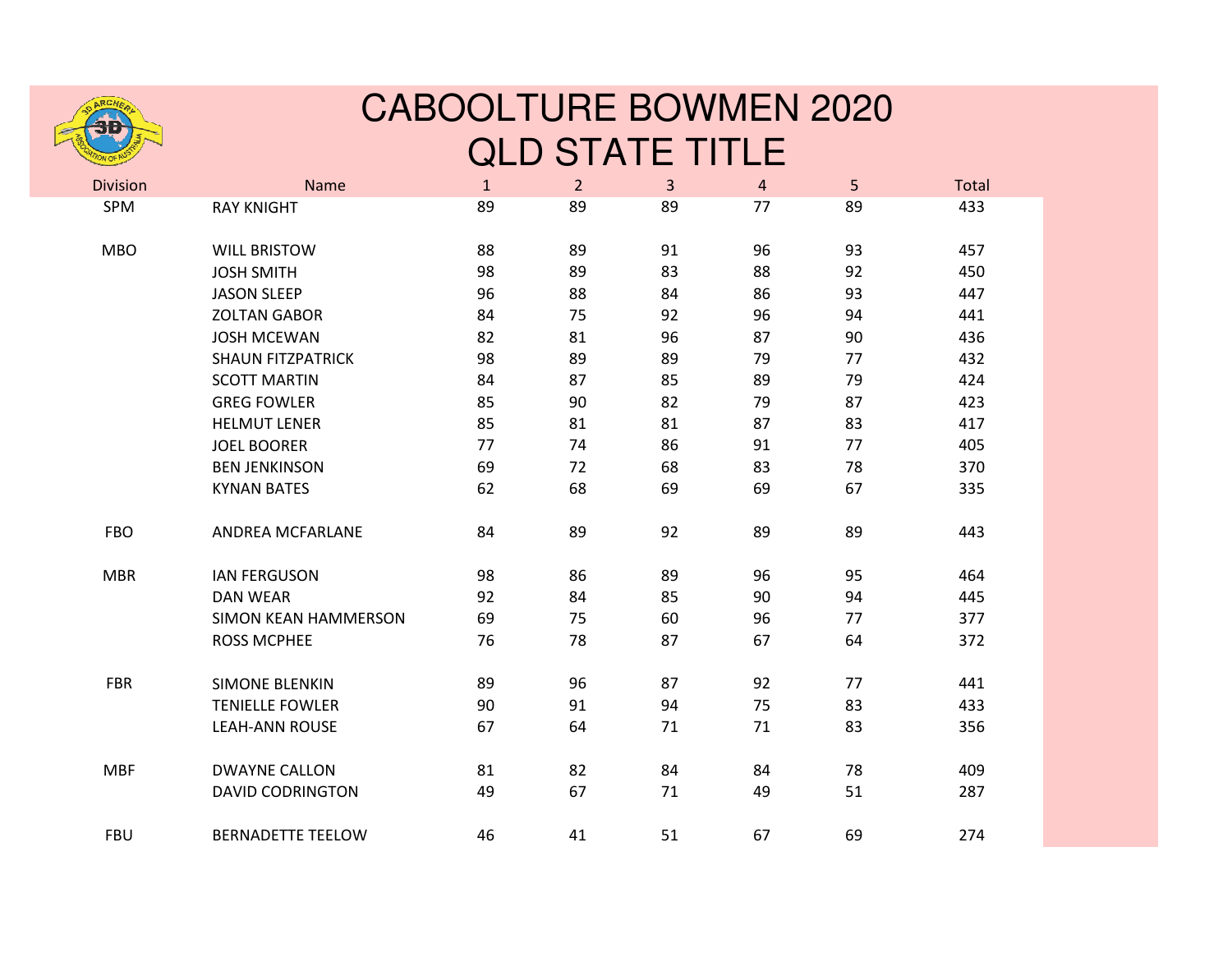# CABOOLTURE BOWMEN 2020
# QLD STATE TITLE

| Division | Name | 1 | 2 | 3 | 4 | 5 | Total |
|---|---|---|---|---|---|---|---|
| SPM | RAY KNIGHT | 89 | 89 | 89 | 77 | 89 | 433 |
| | | | | | | | |
| MBO | WILL BRISTOW | 88 | 89 | 91 | 96 | 93 | 457 |
| | JOSH SMITH | 98 | 89 | 83 | 88 | 92 | 450 |
| | JASON SLEEP | 96 | 88 | 84 | 86 | 93 | 447 |
| | ZOLTAN GABOR | 84 | 75 | 92 | 96 | 94 | 441 |
| | JOSH MCEWAN | 82 | 81 | 96 | 87 | 90 | 436 |
| | SHAUN FITZPATRICK | 98 | 89 | 89 | 79 | 77 | 432 |
| | SCOTT MARTIN | 84 | 87 | 85 | 89 | 79 | 424 |
| | GREG FOWLER | 85 | 90 | 82 | 79 | 87 | 423 |
| | HELMUT LENER | 85 | 81 | 81 | 87 | 83 | 417 |
| | JOEL BOORER | 77 | 74 | 86 | 91 | 77 | 405 |
| | BEN JENKINSON | 69 | 72 | 68 | 83 | 78 | 370 |
| | KYNAN BATES | 62 | 68 | 69 | 69 | 67 | 335 |
| | | | | | | | |
| FBO | ANDREA MCFARLANE | 84 | 89 | 92 | 89 | 89 | 443 |
| | | | | | | | |
| MBR | IAN FERGUSON | 98 | 86 | 89 | 96 | 95 | 464 |
| | DAN WEAR | 92 | 84 | 85 | 90 | 94 | 445 |
| | SIMON KEAN HAMMERSON | 69 | 75 | 60 | 96 | 77 | 377 |
| | ROSS MCPHEE | 76 | 78 | 87 | 67 | 64 | 372 |
| | | | | | | | |
| FBR | SIMONE BLENKIN | 89 | 96 | 87 | 92 | 77 | 441 |
| | TENIELLE FOWLER | 90 | 91 | 94 | 75 | 83 | 433 |
| | LEAH-ANN ROUSE | 67 | 64 | 71 | 71 | 83 | 356 |
| | | | | | | | |
| MBF | DWAYNE CALLON | 81 | 82 | 84 | 84 | 78 | 409 |
| | DAVID CODRINGTON | 49 | 67 | 71 | 49 | 51 | 287 |
| | | | | | | | |
| FBU | BERNADETTE TEELOW | 46 | 41 | 51 | 67 | 69 | 274 |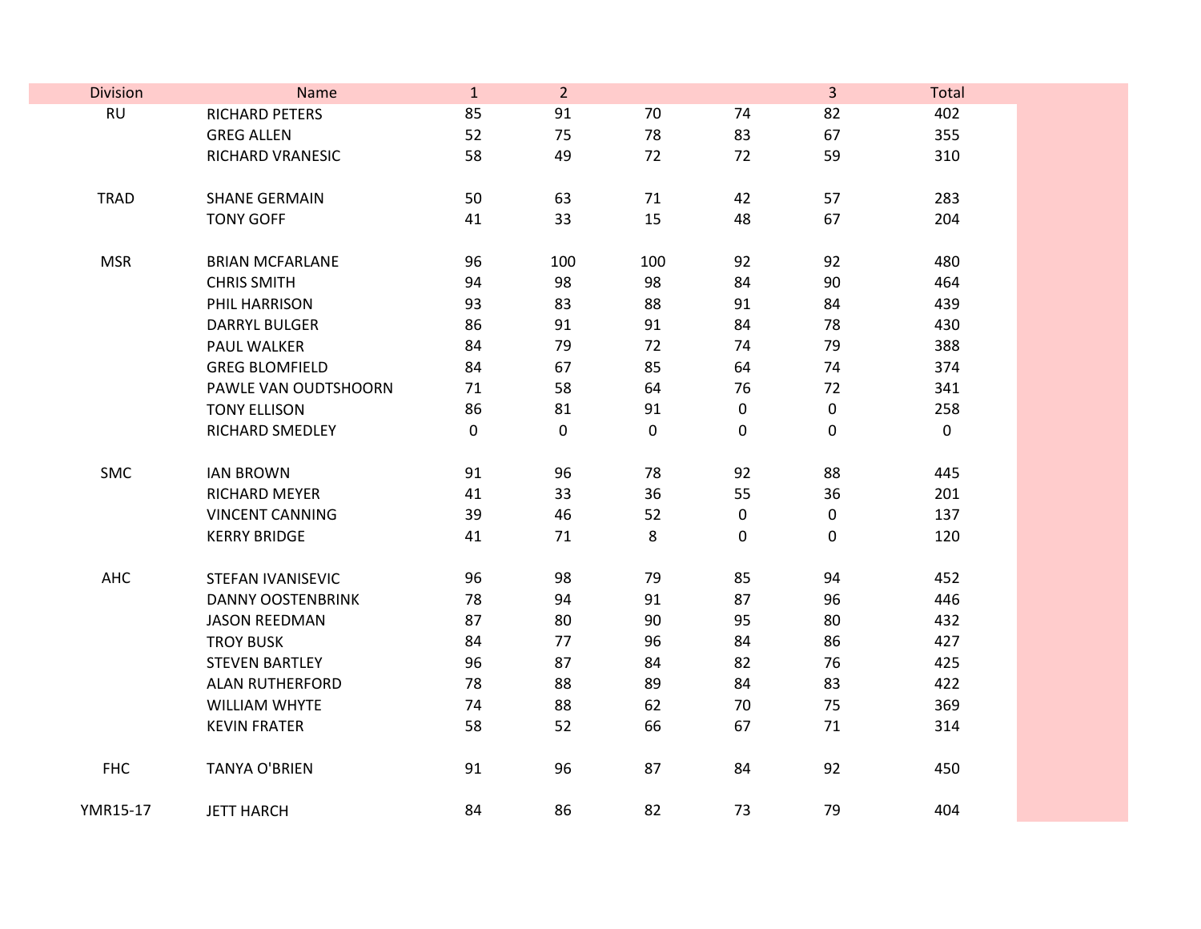| Division | Name | 1 | 2 | | | 3 | Total |
|---|---|---|---|---|---|---|---|
| RU | RICHARD PETERS | 85 | 91 | 70 | 74 | 82 | 402 |
| | GREG ALLEN | 52 | 75 | 78 | 83 | 67 | 355 |
| | RICHARD VRANESIC | 58 | 49 | 72 | 72 | 59 | 310 |
| | | | | | | | |
| TRAD | SHANE GERMAIN | 50 | 63 | 71 | 42 | 57 | 283 |
| | TONY GOFF | 41 | 33 | 15 | 48 | 67 | 204 |
| | | | | | | | |
| MSR | BRIAN MCFARLANE | 96 | 100 | 100 | 92 | 92 | 480 |
| | CHRIS SMITH | 94 | 98 | 98 | 84 | 90 | 464 |
| | PHIL HARRISON | 93 | 83 | 88 | 91 | 84 | 439 |
| | DARRYL BULGER | 86 | 91 | 91 | 84 | 78 | 430 |
| | PAUL WALKER | 84 | 79 | 72 | 74 | 79 | 388 |
| | GREG BLOMFIELD | 84 | 67 | 85 | 64 | 74 | 374 |
| | PAWLE VAN OUDTSHOORN | 71 | 58 | 64 | 76 | 72 | 341 |
| | TONY ELLISON | 86 | 81 | 91 | 0 | 0 | 258 |
| | RICHARD SMEDLEY | 0 | 0 | 0 | 0 | 0 | 0 |
| | | | | | | | |
| SMC | IAN BROWN | 91 | 96 | 78 | 92 | 88 | 445 |
| | RICHARD MEYER | 41 | 33 | 36 | 55 | 36 | 201 |
| | VINCENT CANNING | 39 | 46 | 52 | 0 | 0 | 137 |
| | KERRY BRIDGE | 41 | 71 | 8 | 0 | 0 | 120 |
| | | | | | | | |
| AHC | STEFAN IVANISEVIC | 96 | 98 | 79 | 85 | 94 | 452 |
| | DANNY OOSTENBRINK | 78 | 94 | 91 | 87 | 96 | 446 |
| | JASON REEDMAN | 87 | 80 | 90 | 95 | 80 | 432 |
| | TROY BUSK | 84 | 77 | 96 | 84 | 86 | 427 |
| | STEVEN BARTLEY | 96 | 87 | 84 | 82 | 76 | 425 |
| | ALAN RUTHERFORD | 78 | 88 | 89 | 84 | 83 | 422 |
| | WILLIAM WHYTE | 74 | 88 | 62 | 70 | 75 | 369 |
| | KEVIN FRATER | 58 | 52 | 66 | 67 | 71 | 314 |
| | | | | | | | |
| FHC | TANYA O'BRIEN | 91 | 96 | 87 | 84 | 92 | 450 |
| | | | | | | | |
| YMR15-17 | JETT HARCH | 84 | 86 | 82 | 73 | 79 | 404 |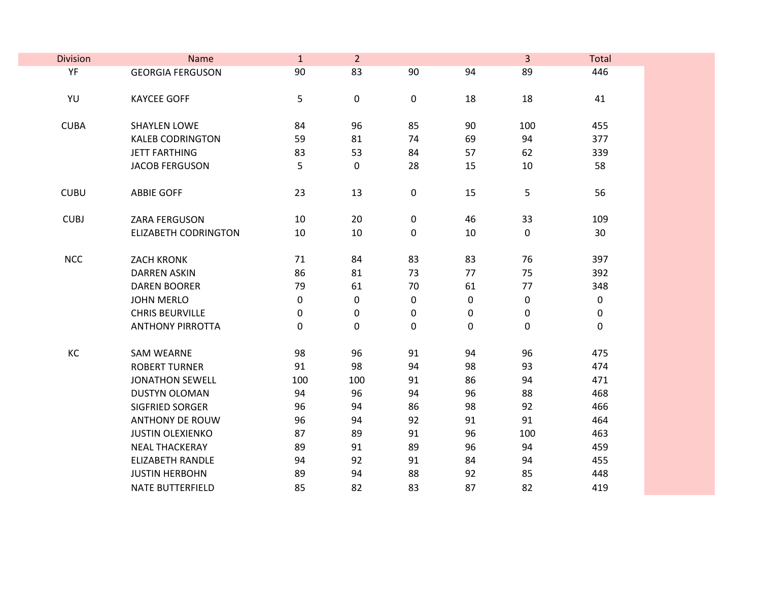| Division | Name | 1 | 2 | | | 3 | Total |
|---|---|---|---|---|---|---|---|
| YF | GEORGIA FERGUSON | 90 | 83 | 90 | 94 | 89 | 446 |
| | | | | | | | |
| YU | KAYCEE GOFF | 5 | 0 | 0 | 18 | 18 | 41 |
| | | | | | | | |
| CUBA | SHAYLEN LOWE | 84 | 96 | 85 | 90 | 100 | 455 |
| | KALEB CODRINGTON | 59 | 81 | 74 | 69 | 94 | 377 |
| | JETT FARTHING | 83 | 53 | 84 | 57 | 62 | 339 |
| | JACOB FERGUSON | 5 | 0 | 28 | 15 | 10 | 58 |
| | | | | | | | |
| CUBU | ABBIE GOFF | 23 | 13 | 0 | 15 | 5 | 56 |
| | | | | | | | |
| CUBJ | ZARA FERGUSON | 10 | 20 | 0 | 46 | 33 | 109 |
| | ELIZABETH CODRINGTON | 10 | 10 | 0 | 10 | 0 | 30 |
| | | | | | | | |
| NCC | ZACH KRONK | 71 | 84 | 83 | 83 | 76 | 397 |
| | DARREN ASKIN | 86 | 81 | 73 | 77 | 75 | 392 |
| | DAREN BOORER | 79 | 61 | 70 | 61 | 77 | 348 |
| | JOHN MERLO | 0 | 0 | 0 | 0 | 0 | 0 |
| | CHRIS BEURVILLE | 0 | 0 | 0 | 0 | 0 | 0 |
| | ANTHONY PIRROTTA | 0 | 0 | 0 | 0 | 0 | 0 |
| | | | | | | | |
| KC | SAM WEARNE | 98 | 96 | 91 | 94 | 96 | 475 |
| | ROBERT TURNER | 91 | 98 | 94 | 98 | 93 | 474 |
| | JONATHON SEWELL | 100 | 100 | 91 | 86 | 94 | 471 |
| | DUSTYN OLOMAN | 94 | 96 | 94 | 96 | 88 | 468 |
| | SIGFRIED SORGER | 96 | 94 | 86 | 98 | 92 | 466 |
| | ANTHONY DE ROUW | 96 | 94 | 92 | 91 | 91 | 464 |
| | JUSTIN OLEXIENKO | 87 | 89 | 91 | 96 | 100 | 463 |
| | NEAL THACKERAY | 89 | 91 | 89 | 96 | 94 | 459 |
| | ELIZABETH RANDLE | 94 | 92 | 91 | 84 | 94 | 455 |
| | JUSTIN HERBOHN | 89 | 94 | 88 | 92 | 85 | 448 |
| | NATE BUTTERFIELD | 85 | 82 | 83 | 87 | 82 | 419 |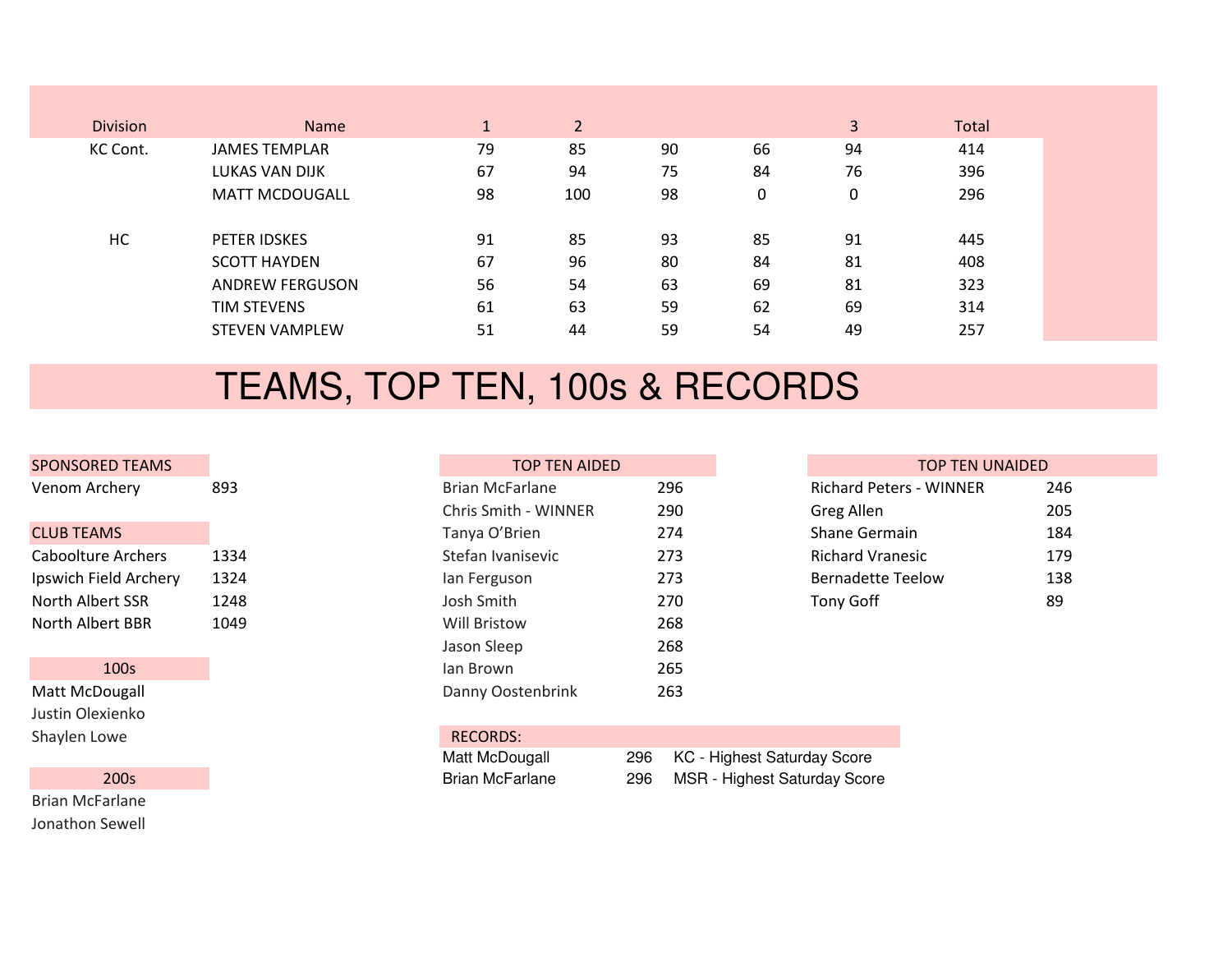| Division | Name | 1 | 2 | | | 3 | Total |
|---|---|---|---|---|---|---|---|
| KC Cont. | JAMES TEMPLAR | 79 | 85 | 90 | 66 | 94 | 414 |
| | LUKAS VAN DIJK | 67 | 94 | 75 | 84 | 76 | 396 |
| | MATT MCDOUGALL | 98 | 100 | 98 | 0 | 0 | 296 |
| | | | | | | | |
| HC | PETER IDSKES | 91 | 85 | 93 | 85 | 91 | 445 |
| | SCOTT HAYDEN | 67 | 96 | 80 | 84 | 81 | 408 |
| | ANDREW FERGUSON | 56 | 54 | 63 | 69 | 81 | 323 |
| | TIM STEVENS | 61 | 63 | 59 | 62 | 69 | 314 |
| | STEVEN VAMPLEW | 51 | 44 | 59 | 54 | 49 | 257 |

# TEAMS, TOP TEN, 100s & RECORDS

| SPONSORED TEAMS | |
|---|---|
| Venom Archery | 893 |

| CLUB TEAMS | |
|---|---|
| Caboolture Archers | 1334 |
| Ipswich Field Archery | 1324 |
| North Albert SSR | 1248 |
| North Albert BBR | 1049 |

**100s**

- Matt McDougall
- Justin Olexienko
- Shaylen Lowe

**200s**

- Brian McFarlane
- Jonathon Sewell

| TOP TEN AIDED | |
|---|---|
| Brian McFarlane | 296 |
| Chris Smith - WINNER | 290 |
| Tanya O'Brien | 274 |
| Stefan Ivanisevic | 273 |
| Ian Ferguson | 273 |
| Josh Smith | 270 |
| Will Bristow | 268 |
| Jason Sleep | 268 |
| Ian Brown | 265 |
| Danny Oostenbrink | 263 |

| RECORDS: | | |
|---|---|---|
| Matt McDougall | 296 | KC - Highest Saturday Score |
| Brian McFarlane | 296 | MSR - Highest Saturday Score |

| TOP TEN UNAIDED | |
|---|---|
| Richard Peters - WINNER | 246 |
| Greg Allen | 205 |
| Shane Germain | 184 |
| Richard Vranesic | 179 |
| Bernadette Teelow | 138 |
| Tony Goff | 89 |